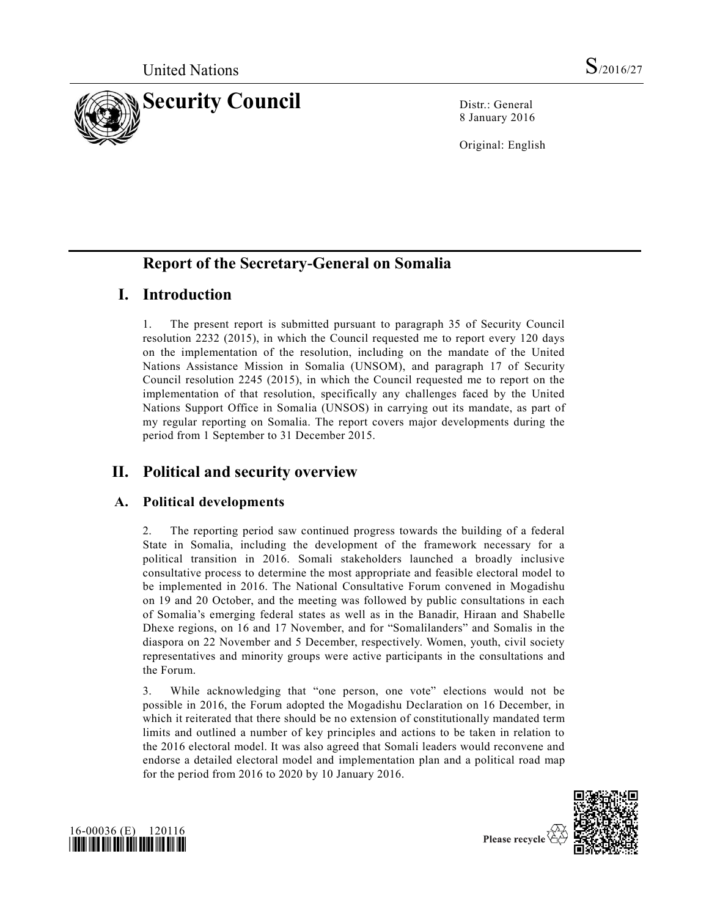United Nations S/2016/27

# Security Council

Distr.: General
8 January 2016

Original: English

## Report of the Secretary-General on Somalia

## I. Introduction

1. The present report is submitted pursuant to paragraph 35 of Security Council resolution 2232 (2015), in which the Council requested me to report every 120 days on the implementation of the resolution, including on the mandate of the United Nations Assistance Mission in Somalia (UNSOM), and paragraph 17 of Security Council resolution 2245 (2015), in which the Council requested me to report on the implementation of that resolution, specifically any challenges faced by the United Nations Support Office in Somalia (UNSOS) in carrying out its mandate, as part of my regular reporting on Somalia. The report covers major developments during the period from 1 September to 31 December 2015.

## II. Political and security overview

### A. Political developments

2. The reporting period saw continued progress towards the building of a federal State in Somalia, including the development of the framework necessary for a political transition in 2016. Somali stakeholders launched a broadly inclusive consultative process to determine the most appropriate and feasible electoral model to be implemented in 2016. The National Consultative Forum convened in Mogadishu on 19 and 20 October, and the meeting was followed by public consultations in each of Somalia's emerging federal states as well as in the Banadir, Hiraan and Shabelle Dhexe regions, on 16 and 17 November, and for "Somalilanders" and Somalis in the diaspora on 22 November and 5 December, respectively. Women, youth, civil society representatives and minority groups were active participants in the consultations and the Forum.

3. While acknowledging that "one person, one vote" elections would not be possible in 2016, the Forum adopted the Mogadishu Declaration on 16 December, in which it reiterated that there should be no extension of constitutionally mandated term limits and outlined a number of key principles and actions to be taken in relation to the 2016 electoral model. It was also agreed that Somali leaders would reconvene and endorse a detailed electoral model and implementation plan and a political road map for the period from 2016 to 2020 by 10 January 2016.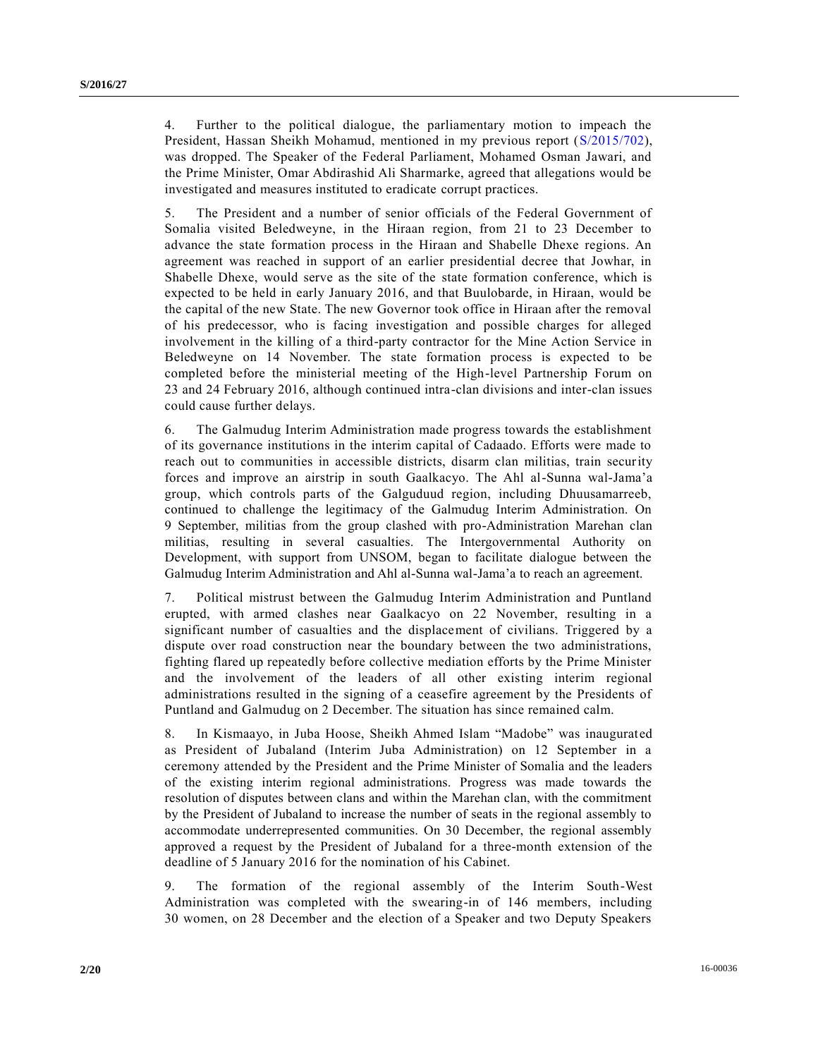4. Further to the political dialogue, the parliamentary motion to impeach the President, Hassan Sheikh Mohamud, mentioned in my previous report (S/2015/702), was dropped. The Speaker of the Federal Parliament, Mohamed Osman Jawari, and the Prime Minister, Omar Abdirashid Ali Sharmarke, agreed that allegations would be investigated and measures instituted to eradicate corrupt practices.

5. The President and a number of senior officials of the Federal Government of Somalia visited Beledweyne, in the Hiraan region, from 21 to 23 December to advance the state formation process in the Hiraan and Shabelle Dhexe regions. An agreement was reached in support of an earlier presidential decree that Jowhar, in Shabelle Dhexe, would serve as the site of the state formation conference, which is expected to be held in early January 2016, and that Buulobarde, in Hiraan, would be the capital of the new State. The new Governor took office in Hiraan after the removal of his predecessor, who is facing investigation and possible charges for alleged involvement in the killing of a third-party contractor for the Mine Action Service in Beledweyne on 14 November. The state formation process is expected to be completed before the ministerial meeting of the High-level Partnership Forum on 23 and 24 February 2016, although continued intra-clan divisions and inter-clan issues could cause further delays.

6. The Galmudug Interim Administration made progress towards the establishment of its governance institutions in the interim capital of Cadaado. Efforts were made to reach out to communities in accessible districts, disarm clan militias, train security forces and improve an airstrip in south Gaalkacyo. The Ahl al-Sunna wal-Jama'a group, which controls parts of the Galguduud region, including Dhuusamarreeb, continued to challenge the legitimacy of the Galmudug Interim Administration. On 9 September, militias from the group clashed with pro-Administration Marehan clan militias, resulting in several casualties. The Intergovernmental Authority on Development, with support from UNSOM, began to facilitate dialogue between the Galmudug Interim Administration and Ahl al-Sunna wal-Jama'a to reach an agreement.

7. Political mistrust between the Galmudug Interim Administration and Puntland erupted, with armed clashes near Gaalkacyo on 22 November, resulting in a significant number of casualties and the displacement of civilians. Triggered by a dispute over road construction near the boundary between the two administrations, fighting flared up repeatedly before collective mediation efforts by the Prime Minister and the involvement of the leaders of all other existing interim regional administrations resulted in the signing of a ceasefire agreement by the Presidents of Puntland and Galmudug on 2 December. The situation has since remained calm.

8. In Kismaayo, in Juba Hoose, Sheikh Ahmed Islam "Madobe" was inaugurated as President of Jubaland (Interim Juba Administration) on 12 September in a ceremony attended by the President and the Prime Minister of Somalia and the leaders of the existing interim regional administrations. Progress was made towards the resolution of disputes between clans and within the Marehan clan, with the commitment by the President of Jubaland to increase the number of seats in the regional assembly to accommodate underrepresented communities. On 30 December, the regional assembly approved a request by the President of Jubaland for a three-month extension of the deadline of 5 January 2016 for the nomination of his Cabinet.

9. The formation of the regional assembly of the Interim South-West Administration was completed with the swearing-in of 146 members, including 30 women, on 28 December and the election of a Speaker and two Deputy Speakers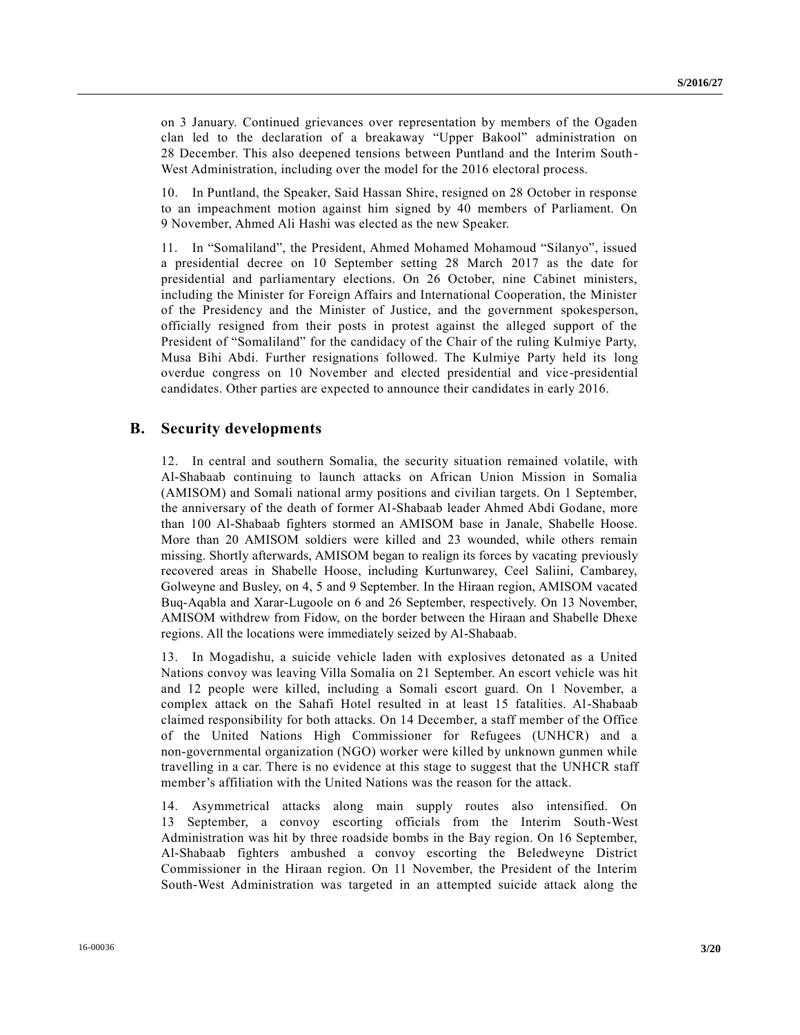on 3 January. Continued grievances over representation by members of the Ogaden clan led to the declaration of a breakaway "Upper Bakool" administration on 28 December. This also deepened tensions between Puntland and the Interim South-West Administration, including over the model for the 2016 electoral process.

10. In Puntland, the Speaker, Said Hassan Shire, resigned on 28 October in response to an impeachment motion against him signed by 40 members of Parliament. On 9 November, Ahmed Ali Hashi was elected as the new Speaker.

11. In "Somaliland", the President, Ahmed Mohamed Mohamoud "Silanyo", issued a presidential decree on 10 September setting 28 March 2017 as the date for presidential and parliamentary elections. On 26 October, nine Cabinet ministers, including the Minister for Foreign Affairs and International Cooperation, the Minister of the Presidency and the Minister of Justice, and the government spokesperson, officially resigned from their posts in protest against the alleged support of the President of "Somaliland" for the candidacy of the Chair of the ruling Kulmiye Party, Musa Bihi Abdi. Further resignations followed. The Kulmiye Party held its long overdue congress on 10 November and elected presidential and vice-presidential candidates. Other parties are expected to announce their candidates in early 2016.

## B. Security developments

12. In central and southern Somalia, the security situation remained volatile, with Al-Shabaab continuing to launch attacks on African Union Mission in Somalia (AMISOM) and Somali national army positions and civilian targets. On 1 September, the anniversary of the death of former Al-Shabaab leader Ahmed Abdi Godane, more than 100 Al-Shabaab fighters stormed an AMISOM base in Janale, Shabelle Hoose. More than 20 AMISOM soldiers were killed and 23 wounded, while others remain missing. Shortly afterwards, AMISOM began to realign its forces by vacating previously recovered areas in Shabelle Hoose, including Kurtunwarey, Ceel Saliini, Cambarey, Golweyne and Busley, on 4, 5 and 9 September. In the Hiraan region, AMISOM vacated Buq-Aqabla and Xarar-Lugoole on 6 and 26 September, respectively. On 13 November, AMISOM withdrew from Fidow, on the border between the Hiraan and Shabelle Dhexe regions. All the locations were immediately seized by Al-Shabaab.

13. In Mogadishu, a suicide vehicle laden with explosives detonated as a United Nations convoy was leaving Villa Somalia on 21 September. An escort vehicle was hit and 12 people were killed, including a Somali escort guard. On 1 November, a complex attack on the Sahafi Hotel resulted in at least 15 fatalities. Al-Shabaab claimed responsibility for both attacks. On 14 December, a staff member of the Office of the United Nations High Commissioner for Refugees (UNHCR) and a non-governmental organization (NGO) worker were killed by unknown gunmen while travelling in a car. There is no evidence at this stage to suggest that the UNHCR staff member's affiliation with the United Nations was the reason for the attack.

14. Asymmetrical attacks along main supply routes also intensified. On 13 September, a convoy escorting officials from the Interim South-West Administration was hit by three roadside bombs in the Bay region. On 16 September, Al-Shabaab fighters ambushed a convoy escorting the Beledweyne District Commissioner in the Hiraan region. On 11 November, the President of the Interim South-West Administration was targeted in an attempted suicide attack along the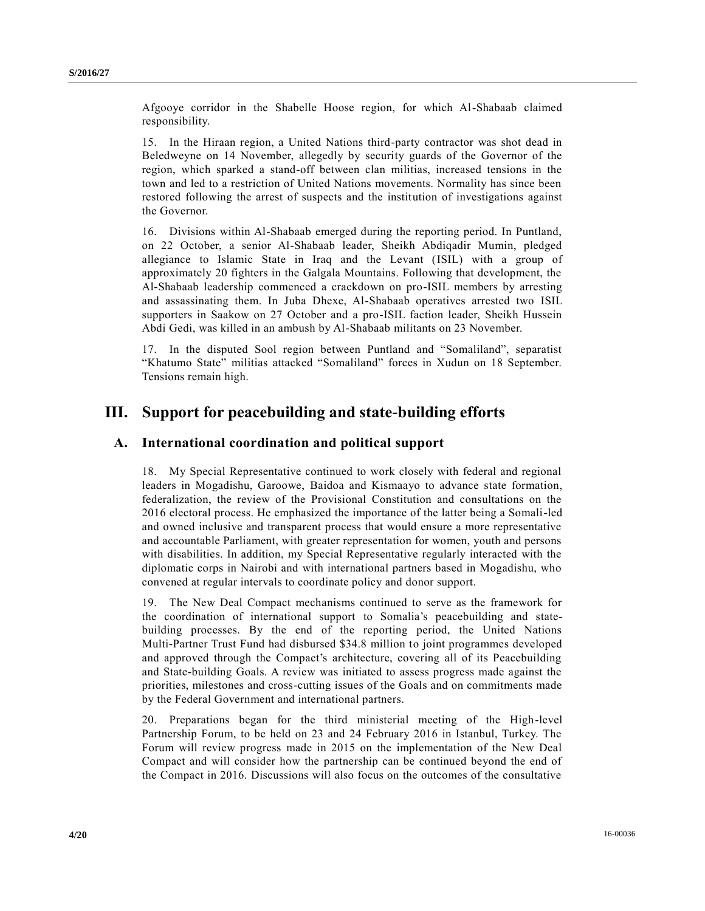Afgooye corridor in the Shabelle Hoose region, for which Al-Shabaab claimed responsibility.

15. In the Hiraan region, a United Nations third-party contractor was shot dead in Beledweyne on 14 November, allegedly by security guards of the Governor of the region, which sparked a stand-off between clan militias, increased tensions in the town and led to a restriction of United Nations movements. Normality has since been restored following the arrest of suspects and the institution of investigations against the Governor.

16. Divisions within Al-Shabaab emerged during the reporting period. In Puntland, on 22 October, a senior Al-Shabaab leader, Sheikh Abdiqadir Mumin, pledged allegiance to Islamic State in Iraq and the Levant (ISIL) with a group of approximately 20 fighters in the Galgala Mountains. Following that development, the Al-Shabaab leadership commenced a crackdown on pro-ISIL members by arresting and assassinating them. In Juba Dhexe, Al-Shabaab operatives arrested two ISIL supporters in Saakow on 27 October and a pro-ISIL faction leader, Sheikh Hussein Abdi Gedi, was killed in an ambush by Al-Shabaab militants on 23 November.

17. In the disputed Sool region between Puntland and "Somaliland", separatist "Khatumo State" militias attacked "Somaliland" forces in Xudun on 18 September. Tensions remain high.

# III. Support for peacebuilding and state-building efforts

## A. International coordination and political support

18. My Special Representative continued to work closely with federal and regional leaders in Mogadishu, Garoowe, Baidoa and Kismaayo to advance state formation, federalization, the review of the Provisional Constitution and consultations on the 2016 electoral process. He emphasized the importance of the latter being a Somali-led and owned inclusive and transparent process that would ensure a more representative and accountable Parliament, with greater representation for women, youth and persons with disabilities. In addition, my Special Representative regularly interacted with the diplomatic corps in Nairobi and with international partners based in Mogadishu, who convened at regular intervals to coordinate policy and donor support.

19. The New Deal Compact mechanisms continued to serve as the framework for the coordination of international support to Somalia's peacebuilding and state-building processes. By the end of the reporting period, the United Nations Multi-Partner Trust Fund had disbursed \$34.8 million to joint programmes developed and approved through the Compact's architecture, covering all of its Peacebuilding and State-building Goals. A review was initiated to assess progress made against the priorities, milestones and cross-cutting issues of the Goals and on commitments made by the Federal Government and international partners.

20. Preparations began for the third ministerial meeting of the High-level Partnership Forum, to be held on 23 and 24 February 2016 in Istanbul, Turkey. The Forum will review progress made in 2015 on the implementation of the New Deal Compact and will consider how the partnership can be continued beyond the end of the Compact in 2016. Discussions will also focus on the outcomes of the consultative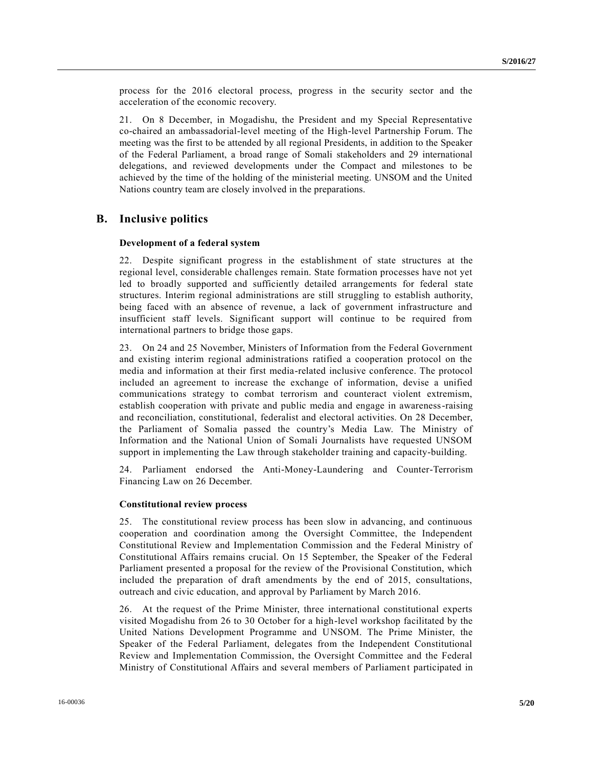process for the 2016 electoral process, progress in the security sector and the acceleration of the economic recovery.

21. On 8 December, in Mogadishu, the President and my Special Representative co-chaired an ambassadorial-level meeting of the High-level Partnership Forum. The meeting was the first to be attended by all regional Presidents, in addition to the Speaker of the Federal Parliament, a broad range of Somali stakeholders and 29 international delegations, and reviewed developments under the Compact and milestones to be achieved by the time of the holding of the ministerial meeting. UNSOM and the United Nations country team are closely involved in the preparations.

## B. Inclusive politics

#### Development of a federal system

22. Despite significant progress in the establishment of state structures at the regional level, considerable challenges remain. State formation processes have not yet led to broadly supported and sufficiently detailed arrangements for federal state structures. Interim regional administrations are still struggling to establish authority, being faced with an absence of revenue, a lack of government infrastructure and insufficient staff levels. Significant support will continue to be required from international partners to bridge those gaps.

23. On 24 and 25 November, Ministers of Information from the Federal Government and existing interim regional administrations ratified a cooperation protocol on the media and information at their first media-related inclusive conference. The protocol included an agreement to increase the exchange of information, devise a unified communications strategy to combat terrorism and counteract violent extremism, establish cooperation with private and public media and engage in awareness-raising and reconciliation, constitutional, federalist and electoral activities. On 28 December, the Parliament of Somalia passed the country's Media Law. The Ministry of Information and the National Union of Somali Journalists have requested UNSOM support in implementing the Law through stakeholder training and capacity-building.

24. Parliament endorsed the Anti-Money-Laundering and Counter-Terrorism Financing Law on 26 December.

#### Constitutional review process

25. The constitutional review process has been slow in advancing, and continuous cooperation and coordination among the Oversight Committee, the Independent Constitutional Review and Implementation Commission and the Federal Ministry of Constitutional Affairs remains crucial. On 15 September, the Speaker of the Federal Parliament presented a proposal for the review of the Provisional Constitution, which included the preparation of draft amendments by the end of 2015, consultations, outreach and civic education, and approval by Parliament by March 2016.

26. At the request of the Prime Minister, three international constitutional experts visited Mogadishu from 26 to 30 October for a high-level workshop facilitated by the United Nations Development Programme and UNSOM. The Prime Minister, the Speaker of the Federal Parliament, delegates from the Independent Constitutional Review and Implementation Commission, the Oversight Committee and the Federal Ministry of Constitutional Affairs and several members of Parliament participated in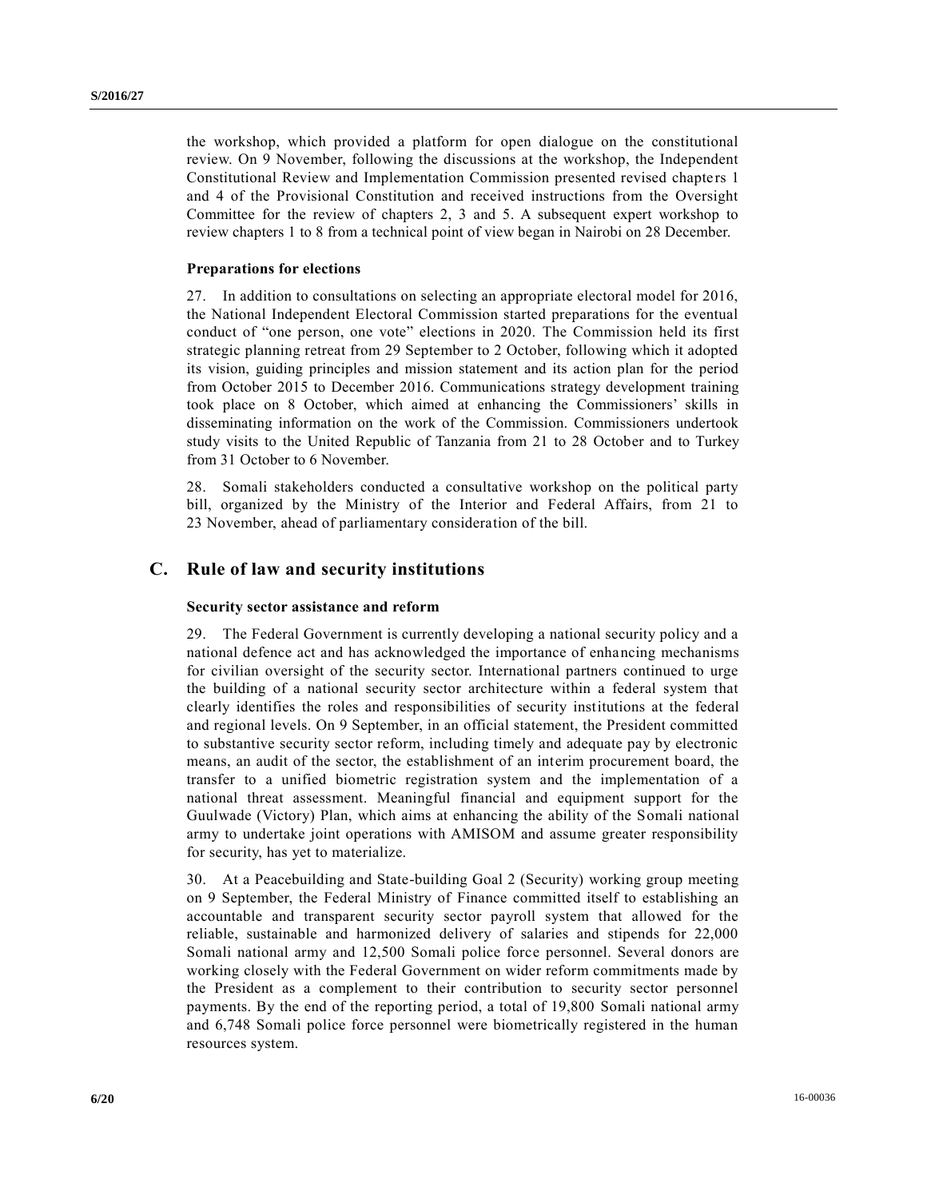the workshop, which provided a platform for open dialogue on the constitutional review. On 9 November, following the discussions at the workshop, the Independent Constitutional Review and Implementation Commission presented revised chapters 1 and 4 of the Provisional Constitution and received instructions from the Oversight Committee for the review of chapters 2, 3 and 5. A subsequent expert workshop to review chapters 1 to 8 from a technical point of view began in Nairobi on 28 December.

#### Preparations for elections

27. In addition to consultations on selecting an appropriate electoral model for 2016, the National Independent Electoral Commission started preparations for the eventual conduct of "one person, one vote" elections in 2020. The Commission held its first strategic planning retreat from 29 September to 2 October, following which it adopted its vision, guiding principles and mission statement and its action plan for the period from October 2015 to December 2016. Communications strategy development training took place on 8 October, which aimed at enhancing the Commissioners' skills in disseminating information on the work of the Commission. Commissioners undertook study visits to the United Republic of Tanzania from 21 to 28 October and to Turkey from 31 October to 6 November.

28. Somali stakeholders conducted a consultative workshop on the political party bill, organized by the Ministry of the Interior and Federal Affairs, from 21 to 23 November, ahead of parliamentary consideration of the bill.

### C. Rule of law and security institutions

#### Security sector assistance and reform

29. The Federal Government is currently developing a national security policy and a national defence act and has acknowledged the importance of enhancing mechanisms for civilian oversight of the security sector. International partners continued to urge the building of a national security sector architecture within a federal system that clearly identifies the roles and responsibilities of security institutions at the federal and regional levels. On 9 September, in an official statement, the President committed to substantive security sector reform, including timely and adequate pay by electronic means, an audit of the sector, the establishment of an interim procurement board, the transfer to a unified biometric registration system and the implementation of a national threat assessment. Meaningful financial and equipment support for the Guulwade (Victory) Plan, which aims at enhancing the ability of the Somali national army to undertake joint operations with AMISOM and assume greater responsibility for security, has yet to materialize.

30. At a Peacebuilding and State-building Goal 2 (Security) working group meeting on 9 September, the Federal Ministry of Finance committed itself to establishing an accountable and transparent security sector payroll system that allowed for the reliable, sustainable and harmonized delivery of salaries and stipends for 22,000 Somali national army and 12,500 Somali police force personnel. Several donors are working closely with the Federal Government on wider reform commitments made by the President as a complement to their contribution to security sector personnel payments. By the end of the reporting period, a total of 19,800 Somali national army and 6,748 Somali police force personnel were biometrically registered in the human resources system.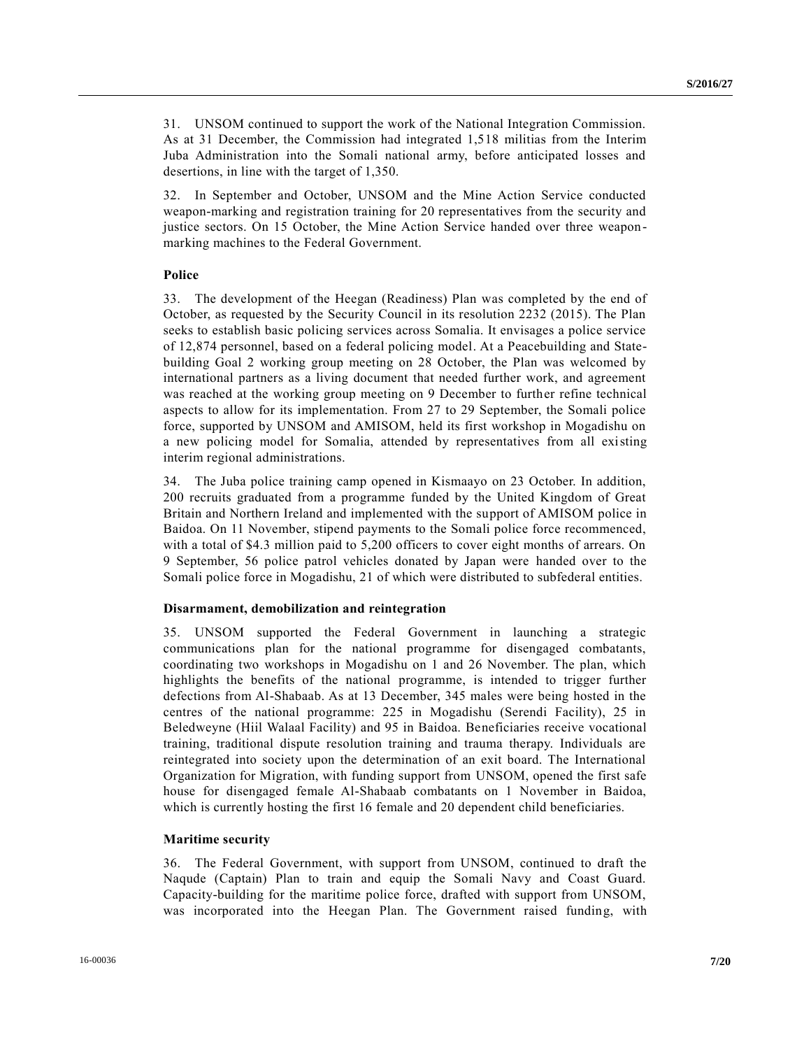31. UNSOM continued to support the work of the National Integration Commission. As at 31 December, the Commission had integrated 1,518 militias from the Interim Juba Administration into the Somali national army, before anticipated losses and desertions, in line with the target of 1,350.

32. In September and October, UNSOM and the Mine Action Service conducted weapon-marking and registration training for 20 representatives from the security and justice sectors. On 15 October, the Mine Action Service handed over three weapon-marking machines to the Federal Government.

**Police**

33. The development of the Heegan (Readiness) Plan was completed by the end of October, as requested by the Security Council in its resolution 2232 (2015). The Plan seeks to establish basic policing services across Somalia. It envisages a police service of 12,874 personnel, based on a federal policing model. At a Peacebuilding and State-building Goal 2 working group meeting on 28 October, the Plan was welcomed by international partners as a living document that needed further work, and agreement was reached at the working group meeting on 9 December to further refine technical aspects to allow for its implementation. From 27 to 29 September, the Somali police force, supported by UNSOM and AMISOM, held its first workshop in Mogadishu on a new policing model for Somalia, attended by representatives from all existing interim regional administrations.

34. The Juba police training camp opened in Kismaayo on 23 October. In addition, 200 recruits graduated from a programme funded by the United Kingdom of Great Britain and Northern Ireland and implemented with the support of AMISOM police in Baidoa. On 11 November, stipend payments to the Somali police force recommenced, with a total of $4.3 million paid to 5,200 officers to cover eight months of arrears. On 9 September, 56 police patrol vehicles donated by Japan were handed over to the Somali police force in Mogadishu, 21 of which were distributed to subfederal entities.

**Disarmament, demobilization and reintegration**

35. UNSOM supported the Federal Government in launching a strategic communications plan for the national programme for disengaged combatants, coordinating two workshops in Mogadishu on 1 and 26 November. The plan, which highlights the benefits of the national programme, is intended to trigger further defections from Al-Shabaab. As at 13 December, 345 males were being hosted in the centres of the national programme: 225 in Mogadishu (Serendi Facility), 25 in Beledweyne (Hiil Walaal Facility) and 95 in Baidoa. Beneficiaries receive vocational training, traditional dispute resolution training and trauma therapy. Individuals are reintegrated into society upon the determination of an exit board. The International Organization for Migration, with funding support from UNSOM, opened the first safe house for disengaged female Al-Shabaab combatants on 1 November in Baidoa, which is currently hosting the first 16 female and 20 dependent child beneficiaries.

**Maritime security**

36. The Federal Government, with support from UNSOM, continued to draft the Naqude (Captain) Plan to train and equip the Somali Navy and Coast Guard. Capacity-building for the maritime police force, drafted with support from UNSOM, was incorporated into the Heegan Plan. The Government raised funding, with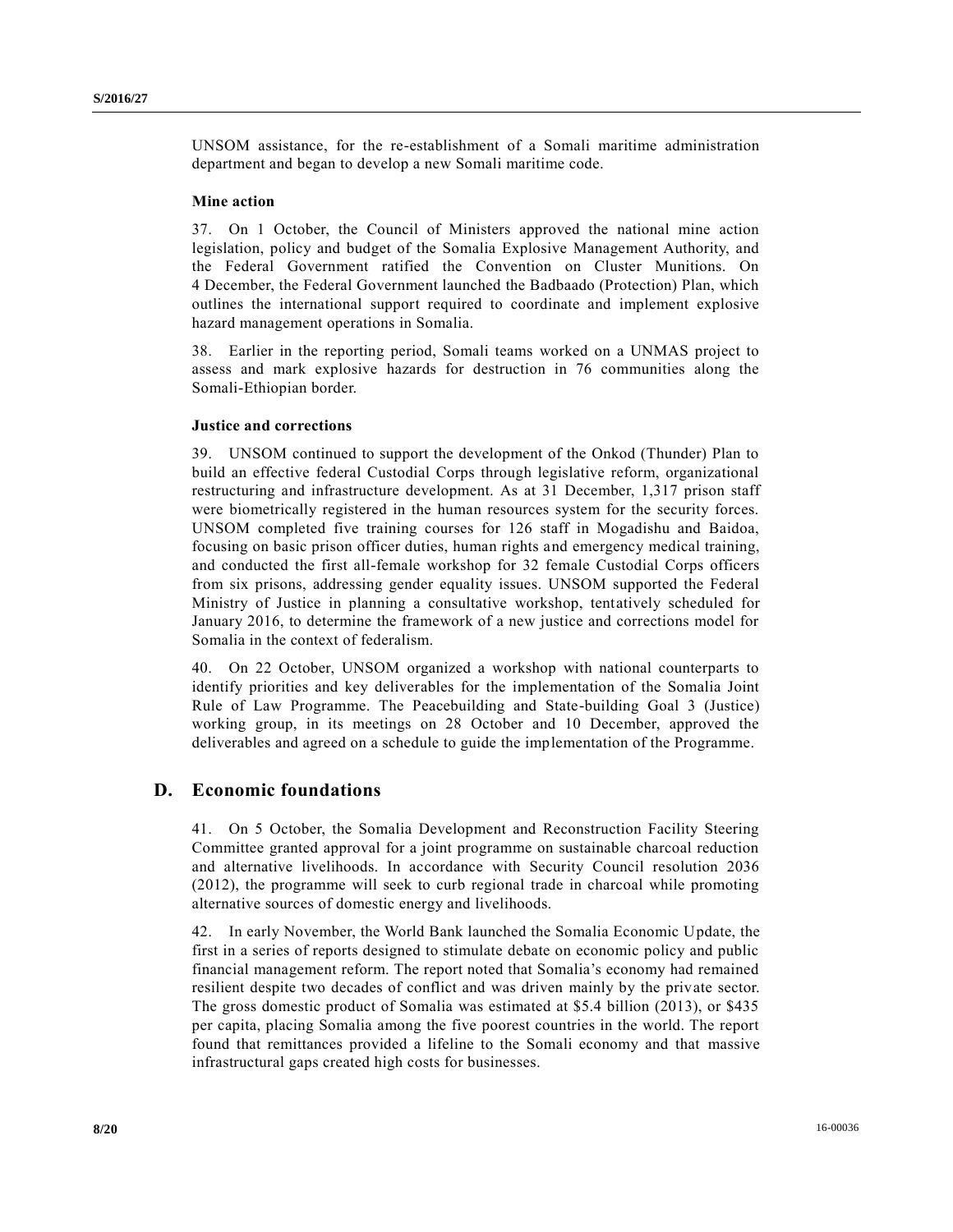UNSOM assistance, for the re-establishment of a Somali maritime administration department and began to develop a new Somali maritime code.

### Mine action

37. On 1 October, the Council of Ministers approved the national mine action legislation, policy and budget of the Somalia Explosive Management Authority, and the Federal Government ratified the Convention on Cluster Munitions. On 4 December, the Federal Government launched the Badbaado (Protection) Plan, which outlines the international support required to coordinate and implement explosive hazard management operations in Somalia.

38. Earlier in the reporting period, Somali teams worked on a UNMAS project to assess and mark explosive hazards for destruction in 76 communities along the Somali-Ethiopian border.

### Justice and corrections

39. UNSOM continued to support the development of the Onkod (Thunder) Plan to build an effective federal Custodial Corps through legislative reform, organizational restructuring and infrastructure development. As at 31 December, 1,317 prison staff were biometrically registered in the human resources system for the security forces. UNSOM completed five training courses for 126 staff in Mogadishu and Baidoa, focusing on basic prison officer duties, human rights and emergency medical training, and conducted the first all-female workshop for 32 female Custodial Corps officers from six prisons, addressing gender equality issues. UNSOM supported the Federal Ministry of Justice in planning a consultative workshop, tentatively scheduled for January 2016, to determine the framework of a new justice and corrections model for Somalia in the context of federalism.

40. On 22 October, UNSOM organized a workshop with national counterparts to identify priorities and key deliverables for the implementation of the Somalia Joint Rule of Law Programme. The Peacebuilding and State-building Goal 3 (Justice) working group, in its meetings on 28 October and 10 December, approved the deliverables and agreed on a schedule to guide the implementation of the Programme.

## D. Economic foundations

41. On 5 October, the Somalia Development and Reconstruction Facility Steering Committee granted approval for a joint programme on sustainable charcoal reduction and alternative livelihoods. In accordance with Security Council resolution 2036 (2012), the programme will seek to curb regional trade in charcoal while promoting alternative sources of domestic energy and livelihoods.

42. In early November, the World Bank launched the Somalia Economic Update, the first in a series of reports designed to stimulate debate on economic policy and public financial management reform. The report noted that Somalia's economy had remained resilient despite two decades of conflict and was driven mainly by the private sector. The gross domestic product of Somalia was estimated at $5.4 billion (2013), or $435 per capita, placing Somalia among the five poorest countries in the world. The report found that remittances provided a lifeline to the Somali economy and that massive infrastructural gaps created high costs for businesses.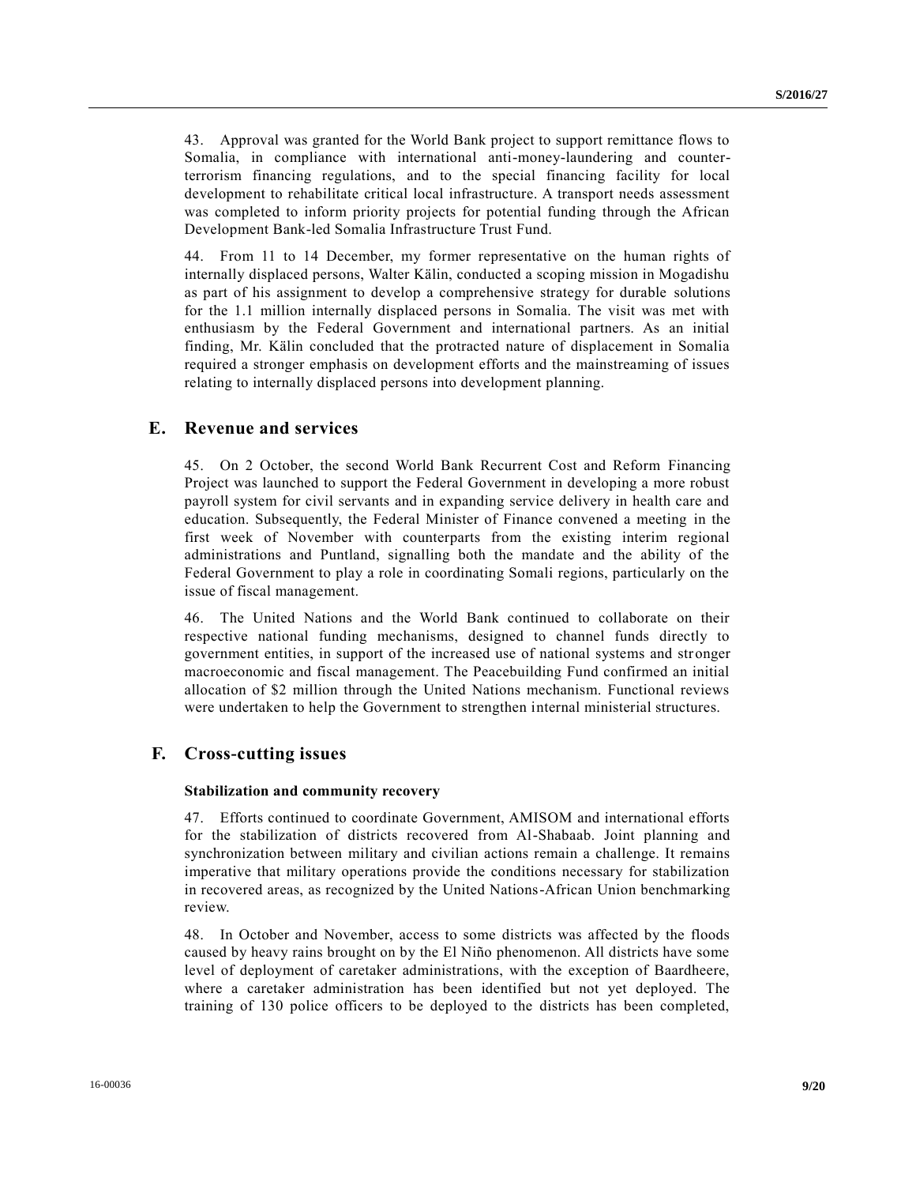43. Approval was granted for the World Bank project to support remittance flows to Somalia, in compliance with international anti-money-laundering and counter-terrorism financing regulations, and to the special financing facility for local development to rehabilitate critical local infrastructure. A transport needs assessment was completed to inform priority projects for potential funding through the African Development Bank-led Somalia Infrastructure Trust Fund.

44. From 11 to 14 December, my former representative on the human rights of internally displaced persons, Walter Kälin, conducted a scoping mission in Mogadishu as part of his assignment to develop a comprehensive strategy for durable solutions for the 1.1 million internally displaced persons in Somalia. The visit was met with enthusiasm by the Federal Government and international partners. As an initial finding, Mr. Kälin concluded that the protracted nature of displacement in Somalia required a stronger emphasis on development efforts and the mainstreaming of issues relating to internally displaced persons into development planning.

## E. Revenue and services

45. On 2 October, the second World Bank Recurrent Cost and Reform Financing Project was launched to support the Federal Government in developing a more robust payroll system for civil servants and in expanding service delivery in health care and education. Subsequently, the Federal Minister of Finance convened a meeting in the first week of November with counterparts from the existing interim regional administrations and Puntland, signalling both the mandate and the ability of the Federal Government to play a role in coordinating Somali regions, particularly on the issue of fiscal management.

46. The United Nations and the World Bank continued to collaborate on their respective national funding mechanisms, designed to channel funds directly to government entities, in support of the increased use of national systems and stronger macroeconomic and fiscal management. The Peacebuilding Fund confirmed an initial allocation of $2 million through the United Nations mechanism. Functional reviews were undertaken to help the Government to strengthen internal ministerial structures.

## F. Cross-cutting issues

**Stabilization and community recovery**

47. Efforts continued to coordinate Government, AMISOM and international efforts for the stabilization of districts recovered from Al-Shabaab. Joint planning and synchronization between military and civilian actions remain a challenge. It remains imperative that military operations provide the conditions necessary for stabilization in recovered areas, as recognized by the United Nations-African Union benchmarking review.

48. In October and November, access to some districts was affected by the floods caused by heavy rains brought on by the El Niño phenomenon. All districts have some level of deployment of caretaker administrations, with the exception of Baardheere, where a caretaker administration has been identified but not yet deployed. The training of 130 police officers to be deployed to the districts has been completed,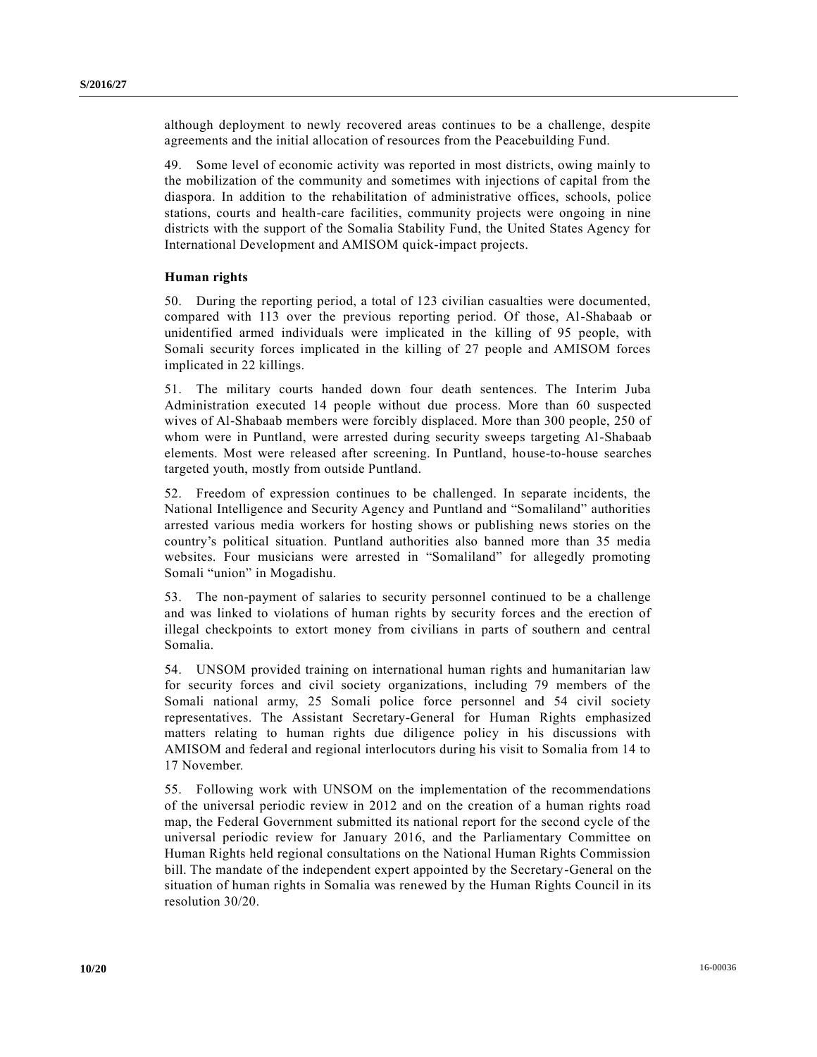although deployment to newly recovered areas continues to be a challenge, despite agreements and the initial allocation of resources from the Peacebuilding Fund.

49. Some level of economic activity was reported in most districts, owing mainly to the mobilization of the community and sometimes with injections of capital from the diaspora. In addition to the rehabilitation of administrative offices, schools, police stations, courts and health-care facilities, community projects were ongoing in nine districts with the support of the Somalia Stability Fund, the United States Agency for International Development and AMISOM quick-impact projects.

### Human rights

50. During the reporting period, a total of 123 civilian casualties were documented, compared with 113 over the previous reporting period. Of those, Al-Shabaab or unidentified armed individuals were implicated in the killing of 95 people, with Somali security forces implicated in the killing of 27 people and AMISOM forces implicated in 22 killings.

51. The military courts handed down four death sentences. The Interim Juba Administration executed 14 people without due process. More than 60 suspected wives of Al-Shabaab members were forcibly displaced. More than 300 people, 250 of whom were in Puntland, were arrested during security sweeps targeting Al-Shabaab elements. Most were released after screening. In Puntland, house-to-house searches targeted youth, mostly from outside Puntland.

52. Freedom of expression continues to be challenged. In separate incidents, the National Intelligence and Security Agency and Puntland and "Somaliland" authorities arrested various media workers for hosting shows or publishing news stories on the country's political situation. Puntland authorities also banned more than 35 media websites. Four musicians were arrested in "Somaliland" for allegedly promoting Somali "union" in Mogadishu.

53. The non-payment of salaries to security personnel continued to be a challenge and was linked to violations of human rights by security forces and the erection of illegal checkpoints to extort money from civilians in parts of southern and central Somalia.

54. UNSOM provided training on international human rights and humanitarian law for security forces and civil society organizations, including 79 members of the Somali national army, 25 Somali police force personnel and 54 civil society representatives. The Assistant Secretary-General for Human Rights emphasized matters relating to human rights due diligence policy in his discussions with AMISOM and federal and regional interlocutors during his visit to Somalia from 14 to 17 November.

55. Following work with UNSOM on the implementation of the recommendations of the universal periodic review in 2012 and on the creation of a human rights road map, the Federal Government submitted its national report for the second cycle of the universal periodic review for January 2016, and the Parliamentary Committee on Human Rights held regional consultations on the National Human Rights Commission bill. The mandate of the independent expert appointed by the Secretary-General on the situation of human rights in Somalia was renewed by the Human Rights Council in its resolution 30/20.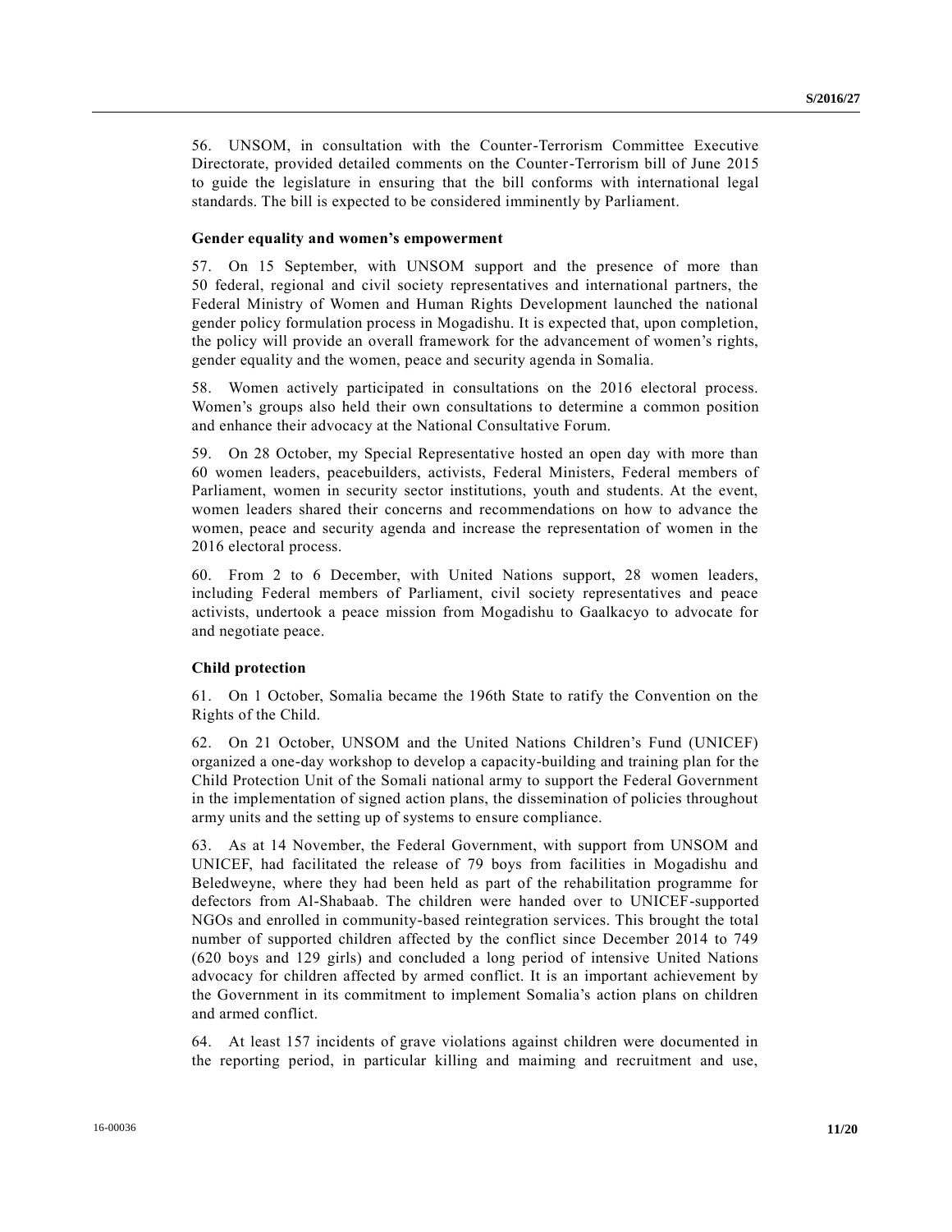56. UNSOM, in consultation with the Counter-Terrorism Committee Executive Directorate, provided detailed comments on the Counter-Terrorism bill of June 2015 to guide the legislature in ensuring that the bill conforms with international legal standards. The bill is expected to be considered imminently by Parliament.

### Gender equality and women's empowerment

57. On 15 September, with UNSOM support and the presence of more than 50 federal, regional and civil society representatives and international partners, the Federal Ministry of Women and Human Rights Development launched the national gender policy formulation process in Mogadishu. It is expected that, upon completion, the policy will provide an overall framework for the advancement of women's rights, gender equality and the women, peace and security agenda in Somalia.

58. Women actively participated in consultations on the 2016 electoral process. Women's groups also held their own consultations to determine a common position and enhance their advocacy at the National Consultative Forum.

59. On 28 October, my Special Representative hosted an open day with more than 60 women leaders, peacebuilders, activists, Federal Ministers, Federal members of Parliament, women in security sector institutions, youth and students. At the event, women leaders shared their concerns and recommendations on how to advance the women, peace and security agenda and increase the representation of women in the 2016 electoral process.

60. From 2 to 6 December, with United Nations support, 28 women leaders, including Federal members of Parliament, civil society representatives and peace activists, undertook a peace mission from Mogadishu to Gaalkacyo to advocate for and negotiate peace.

### Child protection

61. On 1 October, Somalia became the 196th State to ratify the Convention on the Rights of the Child.

62. On 21 October, UNSOM and the United Nations Children's Fund (UNICEF) organized a one-day workshop to develop a capacity-building and training plan for the Child Protection Unit of the Somali national army to support the Federal Government in the implementation of signed action plans, the dissemination of policies throughout army units and the setting up of systems to ensure compliance.

63. As at 14 November, the Federal Government, with support from UNSOM and UNICEF, had facilitated the release of 79 boys from facilities in Mogadishu and Beledweyne, where they had been held as part of the rehabilitation programme for defectors from Al-Shabaab. The children were handed over to UNICEF-supported NGOs and enrolled in community-based reintegration services. This brought the total number of supported children affected by the conflict since December 2014 to 749 (620 boys and 129 girls) and concluded a long period of intensive United Nations advocacy for children affected by armed conflict. It is an important achievement by the Government in its commitment to implement Somalia's action plans on children and armed conflict.

64. At least 157 incidents of grave violations against children were documented in the reporting period, in particular killing and maiming and recruitment and use,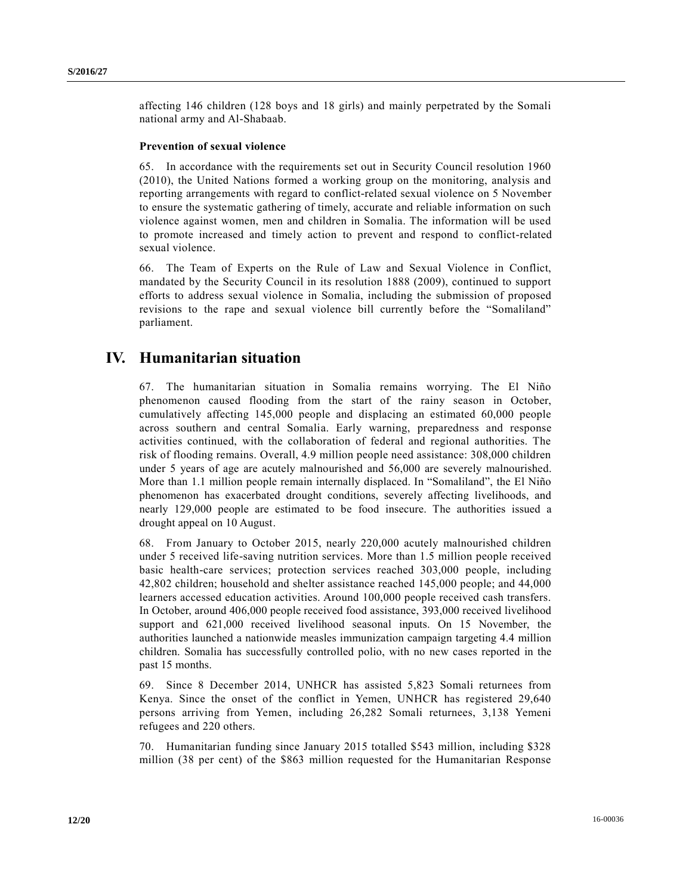affecting 146 children (128 boys and 18 girls) and mainly perpetrated by the Somali national army and Al-Shabaab.

### Prevention of sexual violence

65. In accordance with the requirements set out in Security Council resolution 1960 (2010), the United Nations formed a working group on the monitoring, analysis and reporting arrangements with regard to conflict-related sexual violence on 5 November to ensure the systematic gathering of timely, accurate and reliable information on such violence against women, men and children in Somalia. The information will be used to promote increased and timely action to prevent and respond to conflict-related sexual violence.

66. The Team of Experts on the Rule of Law and Sexual Violence in Conflict, mandated by the Security Council in its resolution 1888 (2009), continued to support efforts to address sexual violence in Somalia, including the submission of proposed revisions to the rape and sexual violence bill currently before the "Somaliland" parliament.

## IV. Humanitarian situation

67. The humanitarian situation in Somalia remains worrying. The El Niño phenomenon caused flooding from the start of the rainy season in October, cumulatively affecting 145,000 people and displacing an estimated 60,000 people across southern and central Somalia. Early warning, preparedness and response activities continued, with the collaboration of federal and regional authorities. The risk of flooding remains. Overall, 4.9 million people need assistance: 308,000 children under 5 years of age are acutely malnourished and 56,000 are severely malnourished. More than 1.1 million people remain internally displaced. In "Somaliland", the El Niño phenomenon has exacerbated drought conditions, severely affecting livelihoods, and nearly 129,000 people are estimated to be food insecure. The authorities issued a drought appeal on 10 August.

68. From January to October 2015, nearly 220,000 acutely malnourished children under 5 received life-saving nutrition services. More than 1.5 million people received basic health-care services; protection services reached 303,000 people, including 42,802 children; household and shelter assistance reached 145,000 people; and 44,000 learners accessed education activities. Around 100,000 people received cash transfers. In October, around 406,000 people received food assistance, 393,000 received livelihood support and 621,000 received livelihood seasonal inputs. On 15 November, the authorities launched a nationwide measles immunization campaign targeting 4.4 million children. Somalia has successfully controlled polio, with no new cases reported in the past 15 months.

69. Since 8 December 2014, UNHCR has assisted 5,823 Somali returnees from Kenya. Since the onset of the conflict in Yemen, UNHCR has registered 29,640 persons arriving from Yemen, including 26,282 Somali returnees, 3,138 Yemeni refugees and 220 others.

70. Humanitarian funding since January 2015 totalled $543 million, including $328 million (38 per cent) of the $863 million requested for the Humanitarian Response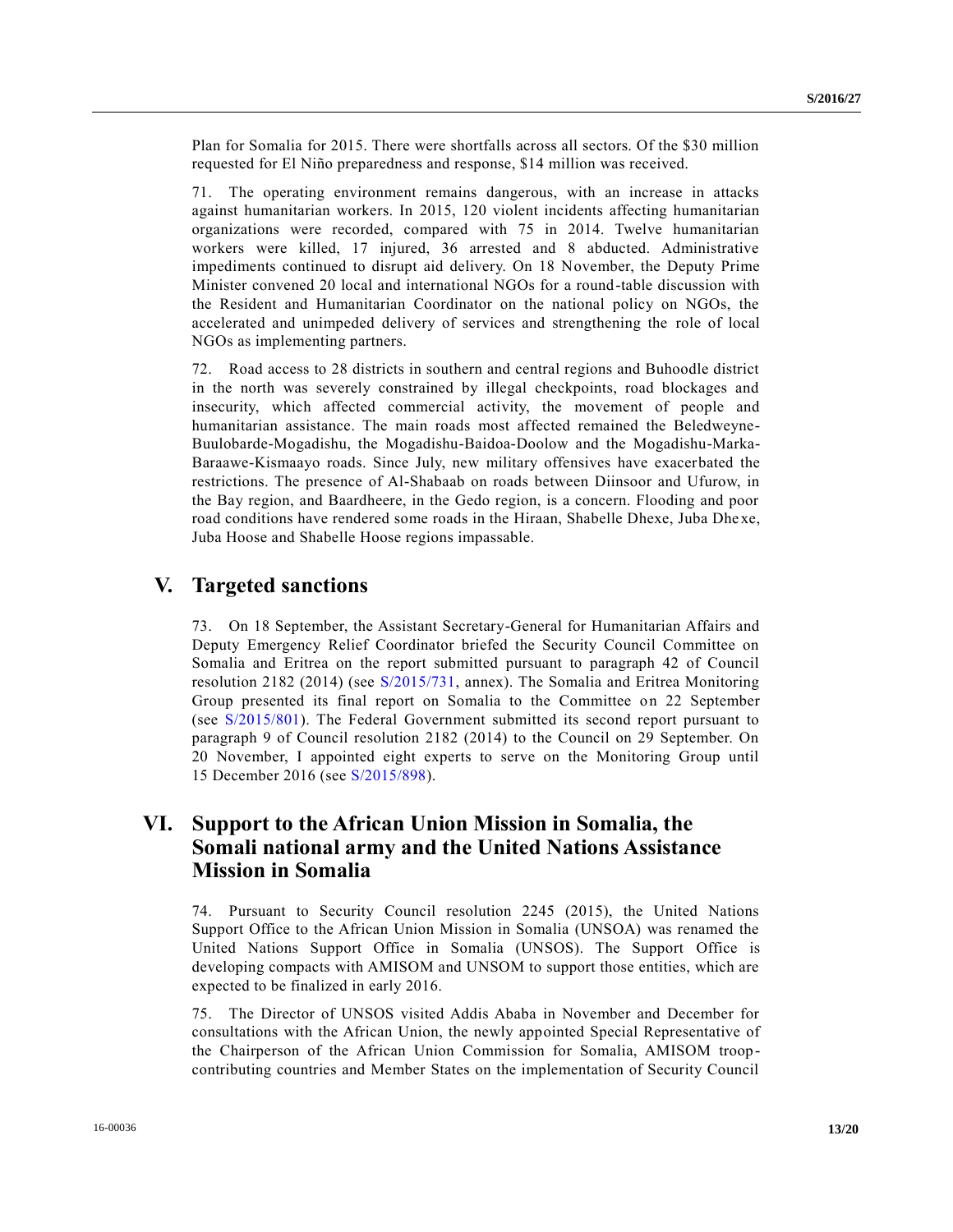Plan for Somalia for 2015. There were shortfalls across all sectors. Of the $30 million requested for El Niño preparedness and response, $14 million was received.

71. The operating environment remains dangerous, with an increase in attacks against humanitarian workers. In 2015, 120 violent incidents affecting humanitarian organizations were recorded, compared with 75 in 2014. Twelve humanitarian workers were killed, 17 injured, 36 arrested and 8 abducted. Administrative impediments continued to disrupt aid delivery. On 18 November, the Deputy Prime Minister convened 20 local and international NGOs for a round-table discussion with the Resident and Humanitarian Coordinator on the national policy on NGOs, the accelerated and unimpeded delivery of services and strengthening the role of local NGOs as implementing partners.

72. Road access to 28 districts in southern and central regions and Buhoodle district in the north was severely constrained by illegal checkpoints, road blockages and insecurity, which affected commercial activity, the movement of people and humanitarian assistance. The main roads most affected remained the Beledweyne-Buulobarde-Mogadishu, the Mogadishu-Baidoa-Doolow and the Mogadishu-Marka-Baraawe-Kismaayo roads. Since July, new military offensives have exacerbated the restrictions. The presence of Al-Shabaab on roads between Diinsoor and Ufurow, in the Bay region, and Baardheere, in the Gedo region, is a concern. Flooding and poor road conditions have rendered some roads in the Hiraan, Shabelle Dhexe, Juba Dhexe, Juba Hoose and Shabelle Hoose regions impassable.

# V. Targeted sanctions

73. On 18 September, the Assistant Secretary-General for Humanitarian Affairs and Deputy Emergency Relief Coordinator briefed the Security Council Committee on Somalia and Eritrea on the report submitted pursuant to paragraph 42 of Council resolution 2182 (2014) (see S/2015/731, annex). The Somalia and Eritrea Monitoring Group presented its final report on Somalia to the Committee on 22 September (see S/2015/801). The Federal Government submitted its second report pursuant to paragraph 9 of Council resolution 2182 (2014) to the Council on 29 September. On 20 November, I appointed eight experts to serve on the Monitoring Group until 15 December 2016 (see S/2015/898).

# VI. Support to the African Union Mission in Somalia, the Somali national army and the United Nations Assistance Mission in Somalia

74. Pursuant to Security Council resolution 2245 (2015), the United Nations Support Office to the African Union Mission in Somalia (UNSOA) was renamed the United Nations Support Office in Somalia (UNSOS). The Support Office is developing compacts with AMISOM and UNSOM to support those entities, which are expected to be finalized in early 2016.

75. The Director of UNSOS visited Addis Ababa in November and December for consultations with the African Union, the newly appointed Special Representative of the Chairperson of the African Union Commission for Somalia, AMISOM troop-contributing countries and Member States on the implementation of Security Council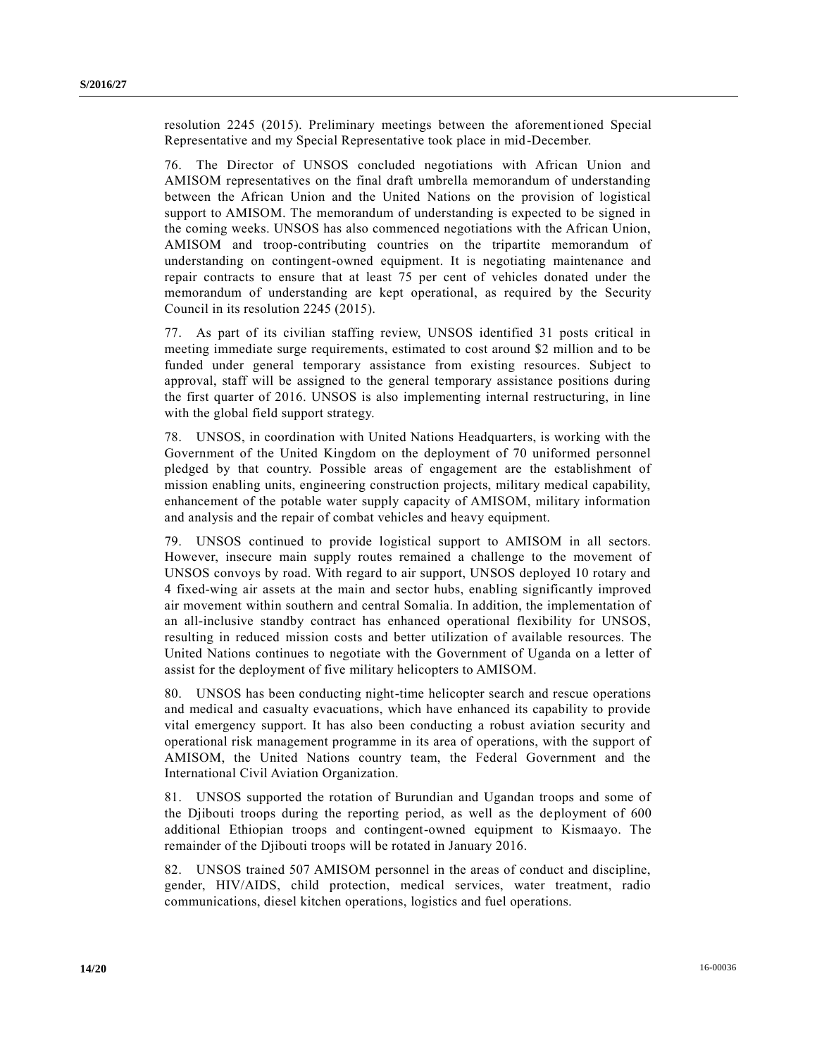resolution 2245 (2015). Preliminary meetings between the aforementioned Special Representative and my Special Representative took place in mid-December.

76. The Director of UNSOS concluded negotiations with African Union and AMISOM representatives on the final draft umbrella memorandum of understanding between the African Union and the United Nations on the provision of logistical support to AMISOM. The memorandum of understanding is expected to be signed in the coming weeks. UNSOS has also commenced negotiations with the African Union, AMISOM and troop-contributing countries on the tripartite memorandum of understanding on contingent-owned equipment. It is negotiating maintenance and repair contracts to ensure that at least 75 per cent of vehicles donated under the memorandum of understanding are kept operational, as required by the Security Council in its resolution 2245 (2015).

77. As part of its civilian staffing review, UNSOS identified 31 posts critical in meeting immediate surge requirements, estimated to cost around $2 million and to be funded under general temporary assistance from existing resources. Subject to approval, staff will be assigned to the general temporary assistance positions during the first quarter of 2016. UNSOS is also implementing internal restructuring, in line with the global field support strategy.

78. UNSOS, in coordination with United Nations Headquarters, is working with the Government of the United Kingdom on the deployment of 70 uniformed personnel pledged by that country. Possible areas of engagement are the establishment of mission enabling units, engineering construction projects, military medical capability, enhancement of the potable water supply capacity of AMISOM, military information and analysis and the repair of combat vehicles and heavy equipment.

79. UNSOS continued to provide logistical support to AMISOM in all sectors. However, insecure main supply routes remained a challenge to the movement of UNSOS convoys by road. With regard to air support, UNSOS deployed 10 rotary and 4 fixed-wing air assets at the main and sector hubs, enabling significantly improved air movement within southern and central Somalia. In addition, the implementation of an all-inclusive standby contract has enhanced operational flexibility for UNSOS, resulting in reduced mission costs and better utilization of available resources. The United Nations continues to negotiate with the Government of Uganda on a letter of assist for the deployment of five military helicopters to AMISOM.

80. UNSOS has been conducting night-time helicopter search and rescue operations and medical and casualty evacuations, which have enhanced its capability to provide vital emergency support. It has also been conducting a robust aviation security and operational risk management programme in its area of operations, with the support of AMISOM, the United Nations country team, the Federal Government and the International Civil Aviation Organization.

81. UNSOS supported the rotation of Burundian and Ugandan troops and some of the Djibouti troops during the reporting period, as well as the deployment of 600 additional Ethiopian troops and contingent-owned equipment to Kismaayo. The remainder of the Djibouti troops will be rotated in January 2016.

82. UNSOS trained 507 AMISOM personnel in the areas of conduct and discipline, gender, HIV/AIDS, child protection, medical services, water treatment, radio communications, diesel kitchen operations, logistics and fuel operations.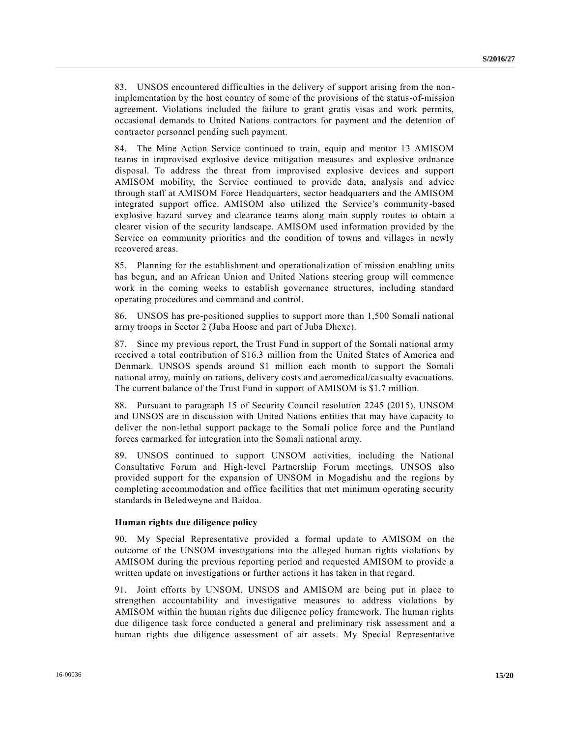83. UNSOS encountered difficulties in the delivery of support arising from the non-implementation by the host country of some of the provisions of the status-of-mission agreement. Violations included the failure to grant gratis visas and work permits, occasional demands to United Nations contractors for payment and the detention of contractor personnel pending such payment.

84. The Mine Action Service continued to train, equip and mentor 13 AMISOM teams in improvised explosive device mitigation measures and explosive ordnance disposal. To address the threat from improvised explosive devices and support AMISOM mobility, the Service continued to provide data, analysis and advice through staff at AMISOM Force Headquarters, sector headquarters and the AMISOM integrated support office. AMISOM also utilized the Service's community-based explosive hazard survey and clearance teams along main supply routes to obtain a clearer vision of the security landscape. AMISOM used information provided by the Service on community priorities and the condition of towns and villages in newly recovered areas.

85. Planning for the establishment and operationalization of mission enabling units has begun, and an African Union and United Nations steering group will commence work in the coming weeks to establish governance structures, including standard operating procedures and command and control.

86. UNSOS has pre-positioned supplies to support more than 1,500 Somali national army troops in Sector 2 (Juba Hoose and part of Juba Dhexe).

87. Since my previous report, the Trust Fund in support of the Somali national army received a total contribution of $16.3 million from the United States of America and Denmark. UNSOS spends around $1 million each month to support the Somali national army, mainly on rations, delivery costs and aeromedical/casualty evacuations. The current balance of the Trust Fund in support of AMISOM is $1.7 million.

88. Pursuant to paragraph 15 of Security Council resolution 2245 (2015), UNSOM and UNSOS are in discussion with United Nations entities that may have capacity to deliver the non-lethal support package to the Somali police force and the Puntland forces earmarked for integration into the Somali national army.

89. UNSOS continued to support UNSOM activities, including the National Consultative Forum and High-level Partnership Forum meetings. UNSOS also provided support for the expansion of UNSOM in Mogadishu and the regions by completing accommodation and office facilities that met minimum operating security standards in Beledweyne and Baidoa.

### Human rights due diligence policy

90. My Special Representative provided a formal update to AMISOM on the outcome of the UNSOM investigations into the alleged human rights violations by AMISOM during the previous reporting period and requested AMISOM to provide a written update on investigations or further actions it has taken in that regard.

91. Joint efforts by UNSOM, UNSOS and AMISOM are being put in place to strengthen accountability and investigative measures to address violations by AMISOM within the human rights due diligence policy framework. The human rights due diligence task force conducted a general and preliminary risk assessment and a human rights due diligence assessment of air assets. My Special Representative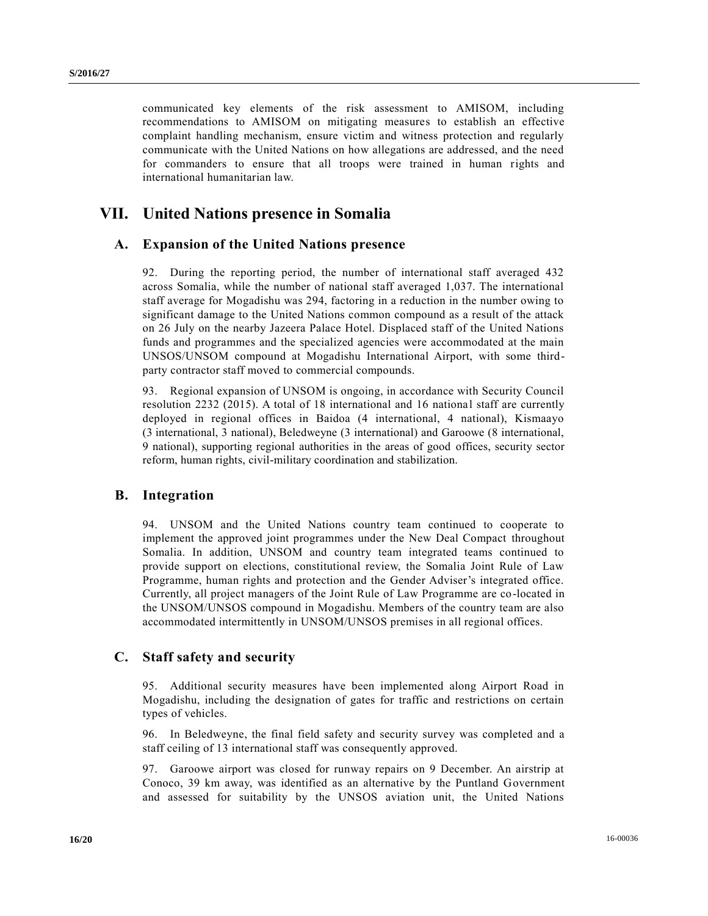communicated key elements of the risk assessment to AMISOM, including recommendations to AMISOM on mitigating measures to establish an effective complaint handling mechanism, ensure victim and witness protection and regularly communicate with the United Nations on how allegations are addressed, and the need for commanders to ensure that all troops were trained in human rights and international humanitarian law.

# VII. United Nations presence in Somalia

## A. Expansion of the United Nations presence

92. During the reporting period, the number of international staff averaged 432 across Somalia, while the number of national staff averaged 1,037. The international staff average for Mogadishu was 294, factoring in a reduction in the number owing to significant damage to the United Nations common compound as a result of the attack on 26 July on the nearby Jazeera Palace Hotel. Displaced staff of the United Nations funds and programmes and the specialized agencies were accommodated at the main UNSOS/UNSOM compound at Mogadishu International Airport, with some third-party contractor staff moved to commercial compounds.

93. Regional expansion of UNSOM is ongoing, in accordance with Security Council resolution 2232 (2015). A total of 18 international and 16 national staff are currently deployed in regional offices in Baidoa (4 international, 4 national), Kismaayo (3 international, 3 national), Beledweyne (3 international) and Garoowe (8 international, 9 national), supporting regional authorities in the areas of good offices, security sector reform, human rights, civil-military coordination and stabilization.

## B. Integration

94. UNSOM and the United Nations country team continued to cooperate to implement the approved joint programmes under the New Deal Compact throughout Somalia. In addition, UNSOM and country team integrated teams continued to provide support on elections, constitutional review, the Somalia Joint Rule of Law Programme, human rights and protection and the Gender Adviser's integrated office. Currently, all project managers of the Joint Rule of Law Programme are co-located in the UNSOM/UNSOS compound in Mogadishu. Members of the country team are also accommodated intermittently in UNSOM/UNSOS premises in all regional offices.

## C. Staff safety and security

95. Additional security measures have been implemented along Airport Road in Mogadishu, including the designation of gates for traffic and restrictions on certain types of vehicles.

96. In Beledweyne, the final field safety and security survey was completed and a staff ceiling of 13 international staff was consequently approved.

97. Garoowe airport was closed for runway repairs on 9 December. An airstrip at Conoco, 39 km away, was identified as an alternative by the Puntland Government and assessed for suitability by the UNSOS aviation unit, the United Nations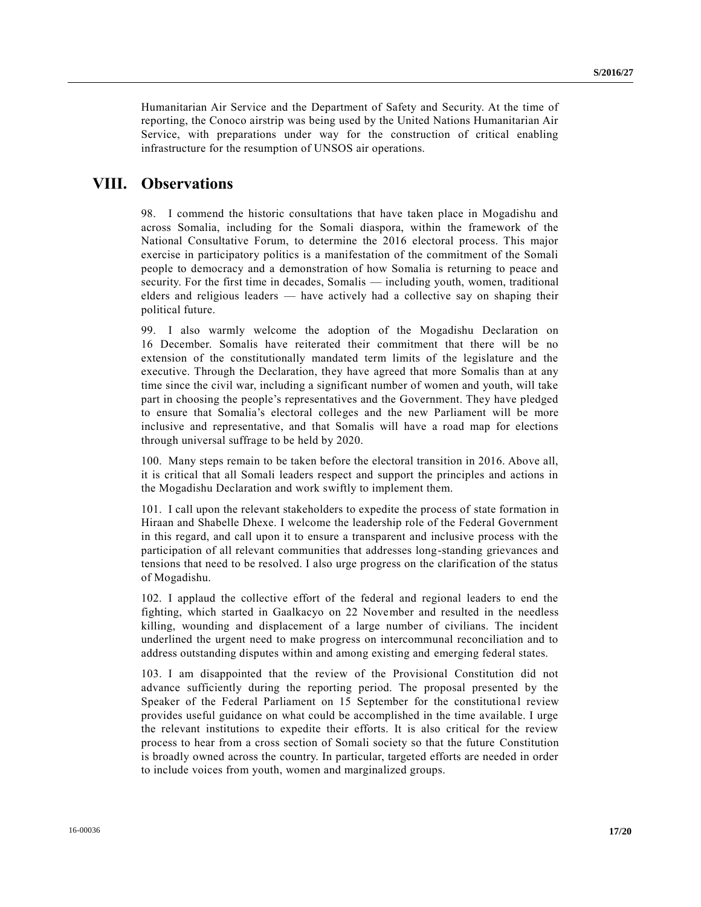Humanitarian Air Service and the Department of Safety and Security. At the time of reporting, the Conoco airstrip was being used by the United Nations Humanitarian Air Service, with preparations under way for the construction of critical enabling infrastructure for the resumption of UNSOS air operations.

# VIII. Observations

98. I commend the historic consultations that have taken place in Mogadishu and across Somalia, including for the Somali diaspora, within the framework of the National Consultative Forum, to determine the 2016 electoral process. This major exercise in participatory politics is a manifestation of the commitment of the Somali people to democracy and a demonstration of how Somalia is returning to peace and security. For the first time in decades, Somalis — including youth, women, traditional elders and religious leaders — have actively had a collective say on shaping their political future.

99. I also warmly welcome the adoption of the Mogadishu Declaration on 16 December. Somalis have reiterated their commitment that there will be no extension of the constitutionally mandated term limits of the legislature and the executive. Through the Declaration, they have agreed that more Somalis than at any time since the civil war, including a significant number of women and youth, will take part in choosing the people's representatives and the Government. They have pledged to ensure that Somalia's electoral colleges and the new Parliament will be more inclusive and representative, and that Somalis will have a road map for elections through universal suffrage to be held by 2020.

100. Many steps remain to be taken before the electoral transition in 2016. Above all, it is critical that all Somali leaders respect and support the principles and actions in the Mogadishu Declaration and work swiftly to implement them.

101. I call upon the relevant stakeholders to expedite the process of state formation in Hiraan and Shabelle Dhexe. I welcome the leadership role of the Federal Government in this regard, and call upon it to ensure a transparent and inclusive process with the participation of all relevant communities that addresses long-standing grievances and tensions that need to be resolved. I also urge progress on the clarification of the status of Mogadishu.

102. I applaud the collective effort of the federal and regional leaders to end the fighting, which started in Gaalkacyo on 22 November and resulted in the needless killing, wounding and displacement of a large number of civilians. The incident underlined the urgent need to make progress on intercommunal reconciliation and to address outstanding disputes within and among existing and emerging federal states.

103. I am disappointed that the review of the Provisional Constitution did not advance sufficiently during the reporting period. The proposal presented by the Speaker of the Federal Parliament on 15 September for the constitutional review provides useful guidance on what could be accomplished in the time available. I urge the relevant institutions to expedite their efforts. It is also critical for the review process to hear from a cross section of Somali society so that the future Constitution is broadly owned across the country. In particular, targeted efforts are needed in order to include voices from youth, women and marginalized groups.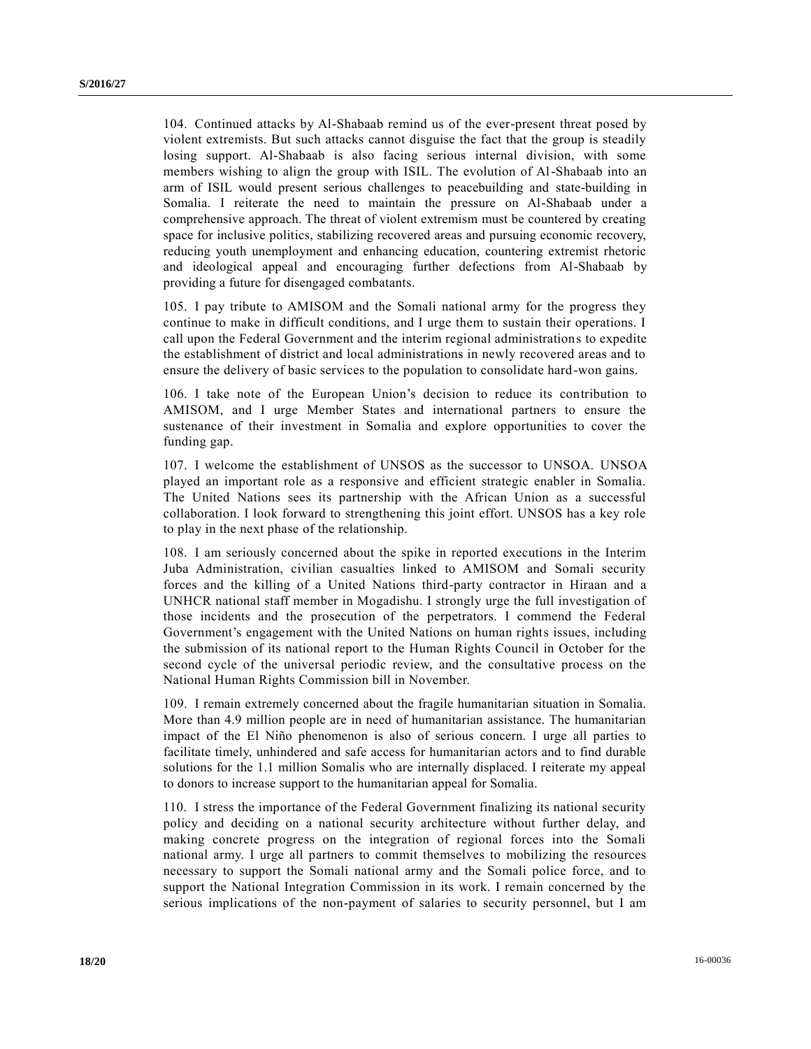104. Continued attacks by Al-Shabaab remind us of the ever-present threat posed by violent extremists. But such attacks cannot disguise the fact that the group is steadily losing support. Al-Shabaab is also facing serious internal division, with some members wishing to align the group with ISIL. The evolution of Al-Shabaab into an arm of ISIL would present serious challenges to peacebuilding and state-building in Somalia. I reiterate the need to maintain the pressure on Al-Shabaab under a comprehensive approach. The threat of violent extremism must be countered by creating space for inclusive politics, stabilizing recovered areas and pursuing economic recovery, reducing youth unemployment and enhancing education, countering extremist rhetoric and ideological appeal and encouraging further defections from Al-Shabaab by providing a future for disengaged combatants.

105. I pay tribute to AMISOM and the Somali national army for the progress they continue to make in difficult conditions, and I urge them to sustain their operations. I call upon the Federal Government and the interim regional administrations to expedite the establishment of district and local administrations in newly recovered areas and to ensure the delivery of basic services to the population to consolidate hard-won gains.

106. I take note of the European Union's decision to reduce its contribution to AMISOM, and I urge Member States and international partners to ensure the sustenance of their investment in Somalia and explore opportunities to cover the funding gap.

107. I welcome the establishment of UNSOS as the successor to UNSOA. UNSOA played an important role as a responsive and efficient strategic enabler in Somalia. The United Nations sees its partnership with the African Union as a successful collaboration. I look forward to strengthening this joint effort. UNSOS has a key role to play in the next phase of the relationship.

108. I am seriously concerned about the spike in reported executions in the Interim Juba Administration, civilian casualties linked to AMISOM and Somali security forces and the killing of a United Nations third-party contractor in Hiraan and a UNHCR national staff member in Mogadishu. I strongly urge the full investigation of those incidents and the prosecution of the perpetrators. I commend the Federal Government's engagement with the United Nations on human rights issues, including the submission of its national report to the Human Rights Council in October for the second cycle of the universal periodic review, and the consultative process on the National Human Rights Commission bill in November.

109. I remain extremely concerned about the fragile humanitarian situation in Somalia. More than 4.9 million people are in need of humanitarian assistance. The humanitarian impact of the El Niño phenomenon is also of serious concern. I urge all parties to facilitate timely, unhindered and safe access for humanitarian actors and to find durable solutions for the 1.1 million Somalis who are internally displaced. I reiterate my appeal to donors to increase support to the humanitarian appeal for Somalia.

110. I stress the importance of the Federal Government finalizing its national security policy and deciding on a national security architecture without further delay, and making concrete progress on the integration of regional forces into the Somali national army. I urge all partners to commit themselves to mobilizing the resources necessary to support the Somali national army and the Somali police force, and to support the National Integration Commission in its work. I remain concerned by the serious implications of the non-payment of salaries to security personnel, but I am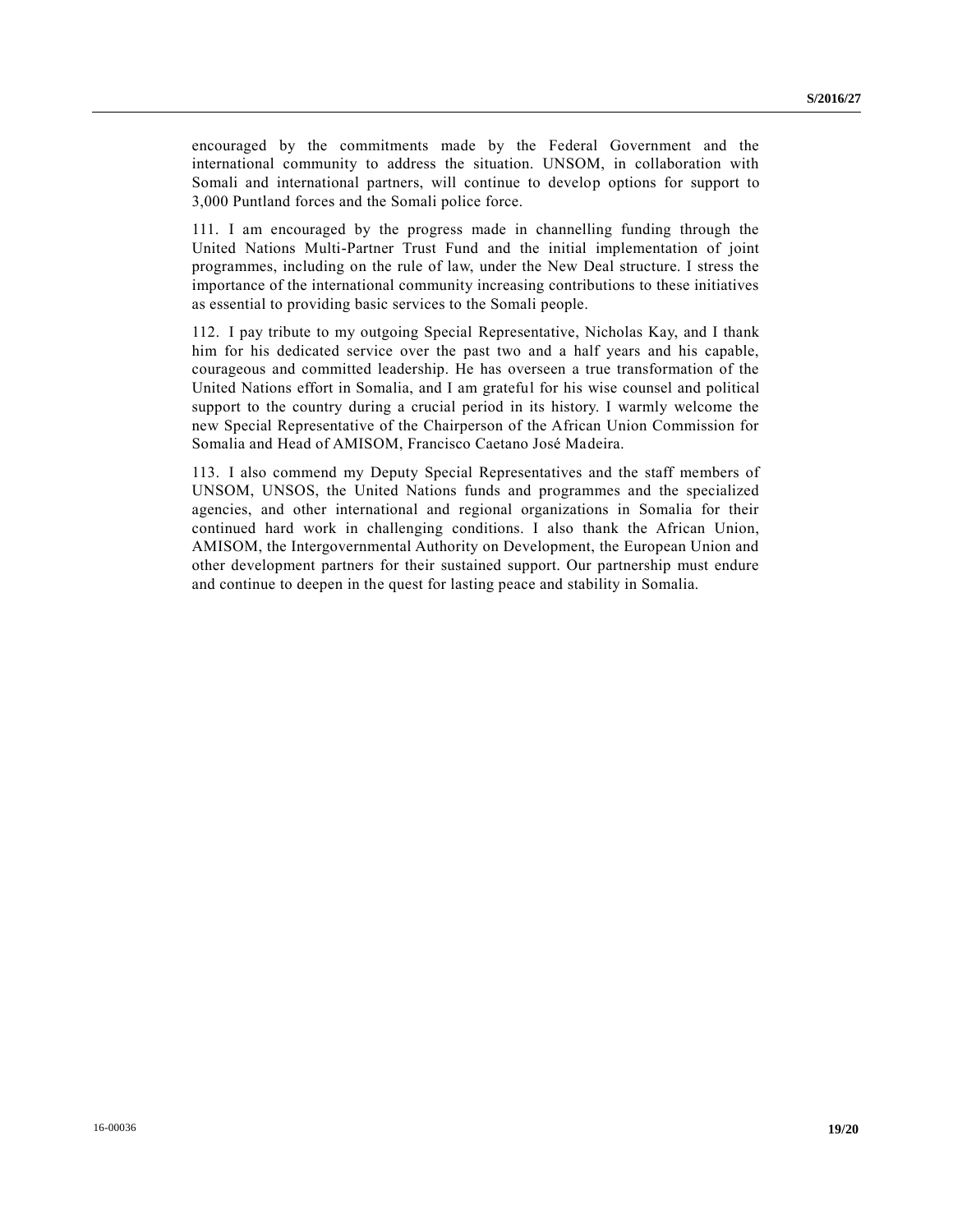encouraged by the commitments made by the Federal Government and the international community to address the situation. UNSOM, in collaboration with Somali and international partners, will continue to develop options for support to 3,000 Puntland forces and the Somali police force.

111. I am encouraged by the progress made in channelling funding through the United Nations Multi-Partner Trust Fund and the initial implementation of joint programmes, including on the rule of law, under the New Deal structure. I stress the importance of the international community increasing contributions to these initiatives as essential to providing basic services to the Somali people.

112. I pay tribute to my outgoing Special Representative, Nicholas Kay, and I thank him for his dedicated service over the past two and a half years and his capable, courageous and committed leadership. He has overseen a true transformation of the United Nations effort in Somalia, and I am grateful for his wise counsel and political support to the country during a crucial period in its history. I warmly welcome the new Special Representative of the Chairperson of the African Union Commission for Somalia and Head of AMISOM, Francisco Caetano José Madeira.

113. I also commend my Deputy Special Representatives and the staff members of UNSOM, UNSOS, the United Nations funds and programmes and the specialized agencies, and other international and regional organizations in Somalia for their continued hard work in challenging conditions. I also thank the African Union, AMISOM, the Intergovernmental Authority on Development, the European Union and other development partners for their sustained support. Our partnership must endure and continue to deepen in the quest for lasting peace and stability in Somalia.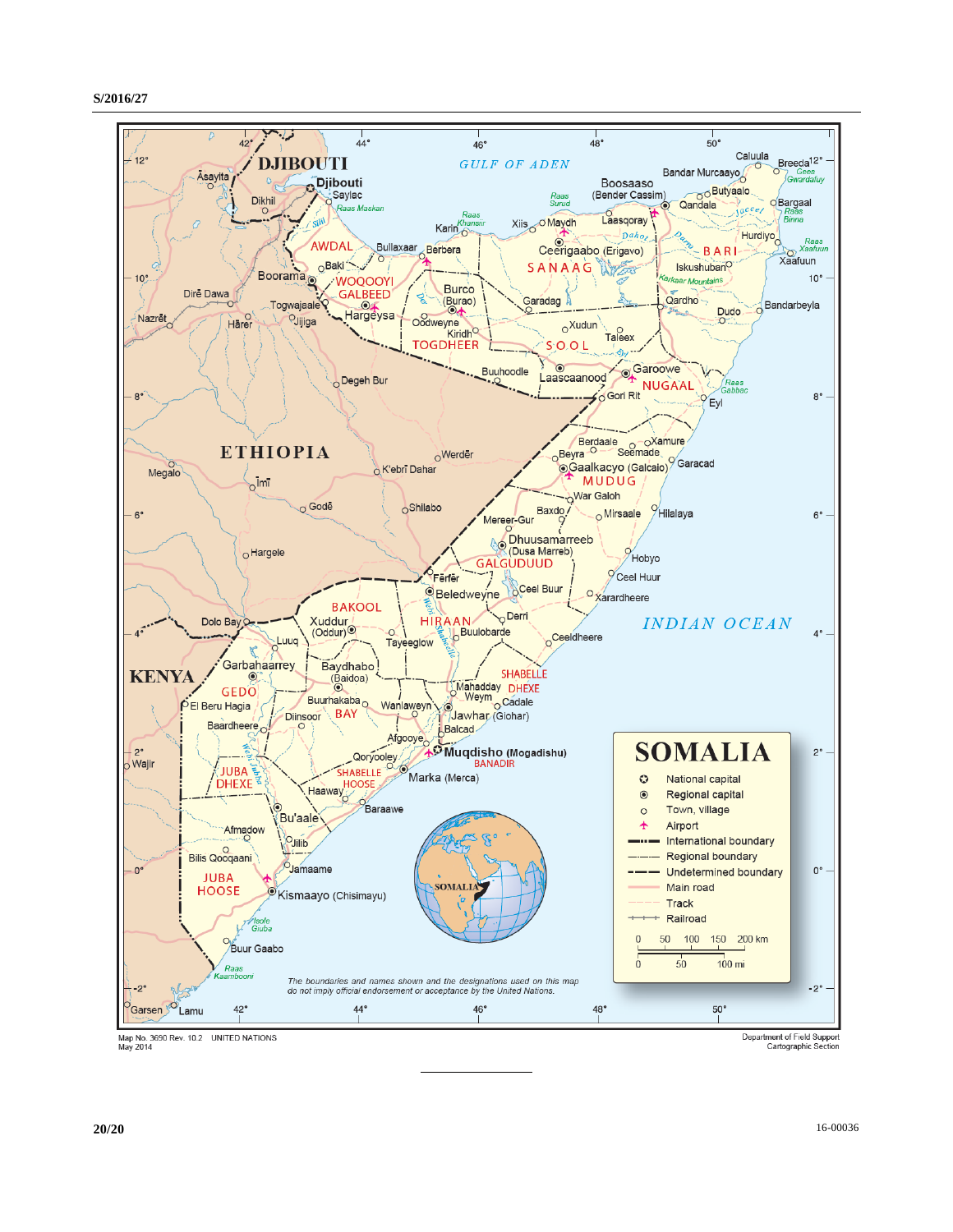SOMALIA

The boundaries and names shown and the designations used on this map do not imply official endorsement or acceptance by the United Nations.

Map No. 3690 Rev. 10.2 UNITED NATIONS
May 2014

Department of Field Support
Cartographic Section